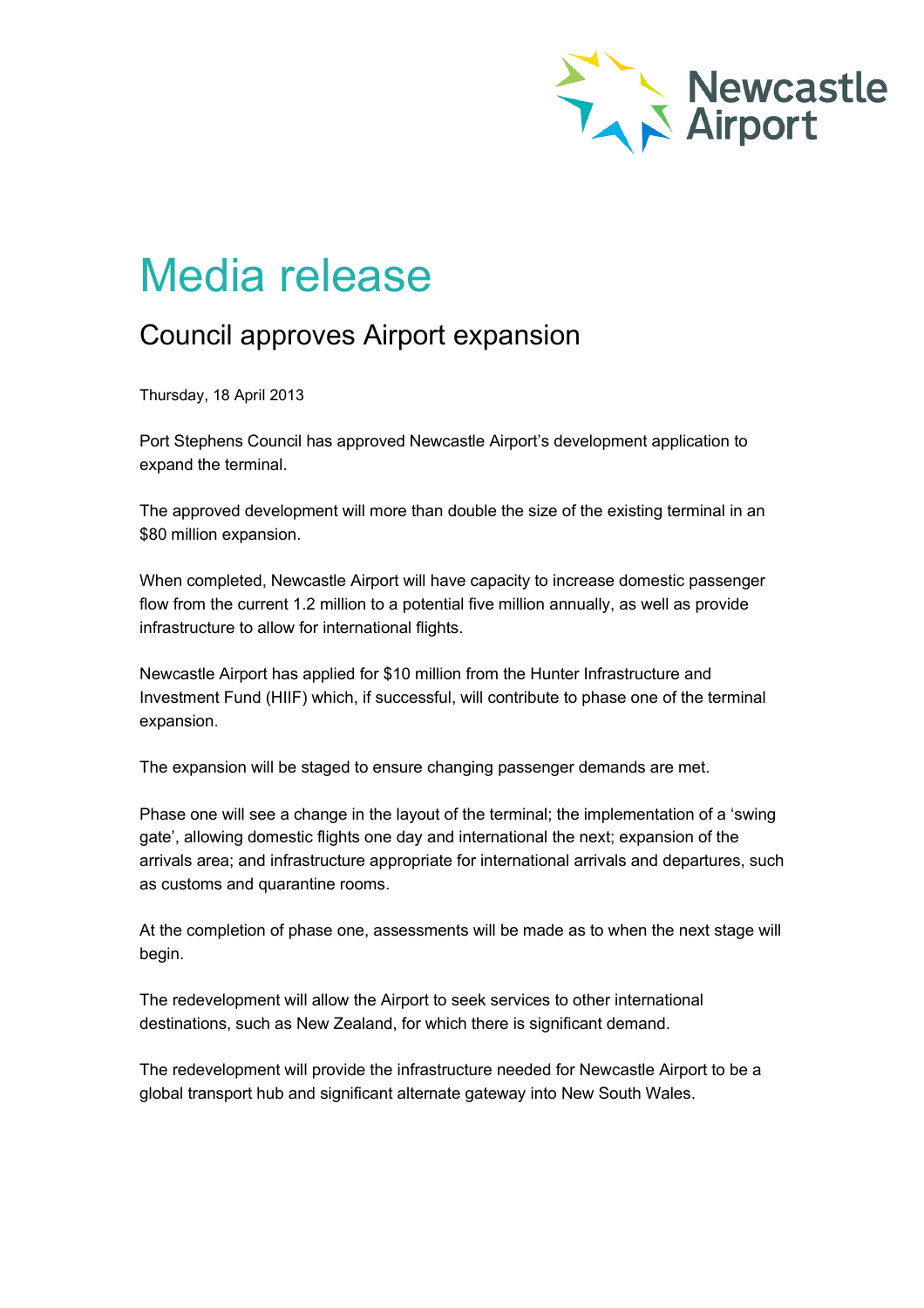# Media release

## Council approves Airport expansion

Thursday, 18 April 2013

Port Stephens Council has approved Newcastle Airport's development application to expand the terminal.

The approved development will more than double the size of the existing terminal in an $80 million expansion.

When completed, Newcastle Airport will have capacity to increase domestic passenger flow from the current 1.2 million to a potential five million annually, as well as provide infrastructure to allow for international flights.

Newcastle Airport has applied for $10 million from the Hunter Infrastructure and Investment Fund (HIIF) which, if successful, will contribute to phase one of the terminal expansion.

The expansion will be staged to ensure changing passenger demands are met.

Phase one will see a change in the layout of the terminal; the implementation of a 'swing gate', allowing domestic flights one day and international the next; expansion of the arrivals area; and infrastructure appropriate for international arrivals and departures, such as customs and quarantine rooms.

At the completion of phase one, assessments will be made as to when the next stage will begin.

The redevelopment will allow the Airport to seek services to other international destinations, such as New Zealand, for which there is significant demand.

The redevelopment will provide the infrastructure needed for Newcastle Airport to be a global transport hub and significant alternate gateway into New South Wales.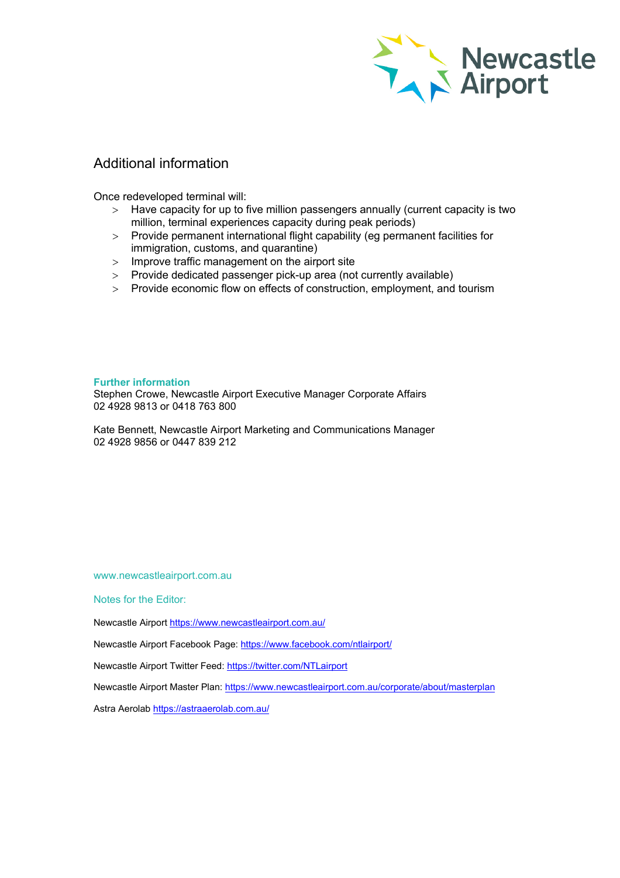## Additional information

Once redeveloped terminal will:

- Have capacity for up to five million passengers annually (current capacity is two million, terminal experiences capacity during peak periods)
- Provide permanent international flight capability (eg permanent facilities for immigration, customs, and quarantine)
- Improve traffic management on the airport site
- Provide dedicated passenger pick-up area (not currently available)
- Provide economic flow on effects of construction, employment, and tourism

**Further information**
Stephen Crowe, Newcastle Airport Executive Manager Corporate Affairs
02 4928 9813 or 0418 763 800

Kate Bennett, Newcastle Airport Marketing and Communications Manager
02 4928 9856 or 0447 839 212

www.newcastleairport.com.au

Notes for the Editor:

Newcastle Airport https://www.newcastleairport.com.au/

Newcastle Airport Facebook Page: https://www.facebook.com/ntlairport/

Newcastle Airport Twitter Feed: https://twitter.com/NTLairport

Newcastle Airport Master Plan: https://www.newcastleairport.com.au/corporate/about/masterplan

Astra Aerolab https://astraaerolab.com.au/